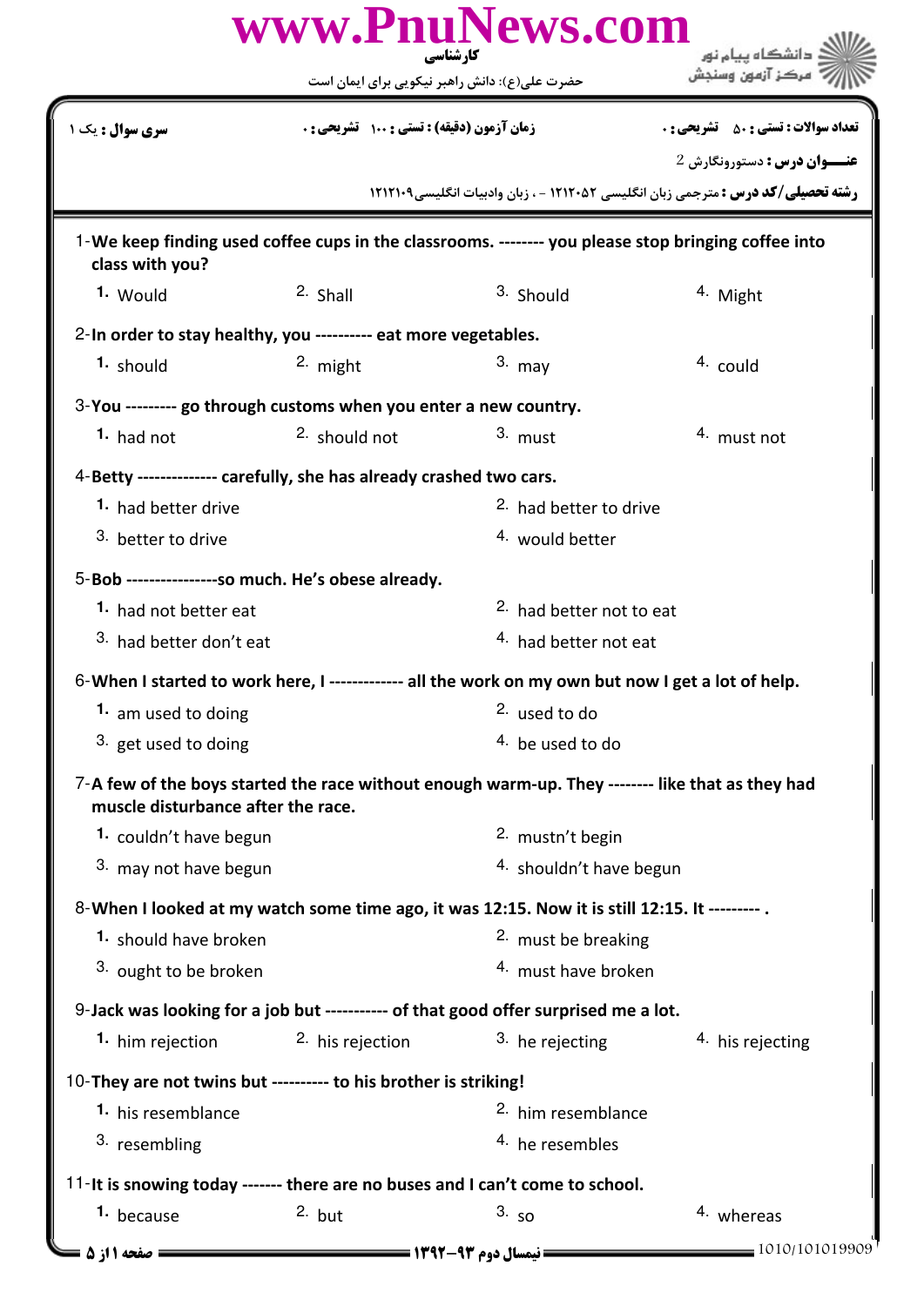www.PnuNews.com

کارشناسی

حضرت علی(ع): دانش راهبر نیکویی برای ایمان است

دانشگاه پیام نور
مرکز آزمون وسنجش

| سری سوال : یک ۱ | زمان آزمون (دقیقه) : تستی : ۱۰۰ تشریحی : ۰ | تعداد سوالات : تستی : ۵۰ تشریحی : ۰ |
|---|---|---|

**عنـــوان درس :** دستورونگارش 2

**رشته تحصیلی/کد درس :** مترجمی زبان انگلیسی ۱۲۱۲۰۵۲ - ، زبان وادبیات انگلیسی۱۲۱۲۱۰۹

1-**We keep finding used coffee cups in the classrooms. -------- you please stop bringing coffee into class with you?**

1. Would
2. Shall
3. Should
4. Might

2-**In order to stay healthy, you ---------- eat more vegetables.**

1. should
2. might
3. may
4. could

3-**You --------- go through customs when you enter a new country.**

1. had not
2. should not
3. must
4. must not

4-**Betty -------------- carefully, she has already crashed two cars.**

1. had better drive
2. had better to drive
3. better to drive
4. would better

5-**Bob ----------------so much. He's obese already.**

1. had not better eat
2. had better not to eat
3. had better don't eat
4. had better not eat

6-**When I started to work here, I ------------- all the work on my own but now I get a lot of help.**

1. am used to doing
2. used to do
3. get used to doing
4. be used to do

7-**A few of the boys started the race without enough warm-up. They -------- like that as they had muscle disturbance after the race.**

1. couldn't have begun
2. mustn't begin
3. may not have begun
4. shouldn't have begun

8-**When I looked at my watch some time ago, it was 12:15. Now it is still 12:15. It --------- .**

1. should have broken
2. must be breaking
3. ought to be broken
4. must have broken

9-**Jack was looking for a job but ----------- of that good offer surprised me a lot.**

1. him rejection
2. his rejection
3. he rejecting
4. his rejecting

10-**They are not twins but ---------- to his brother is striking!**

1. his resemblance
2. him resemblance
3. resembling
4. he resembles

11-**It is snowing today ------- there are no buses and I can't come to school.**

1. because
2. but
3. so
4. whereas

نیمسال دوم ۹۳-۱۳۹۲

1010/101019909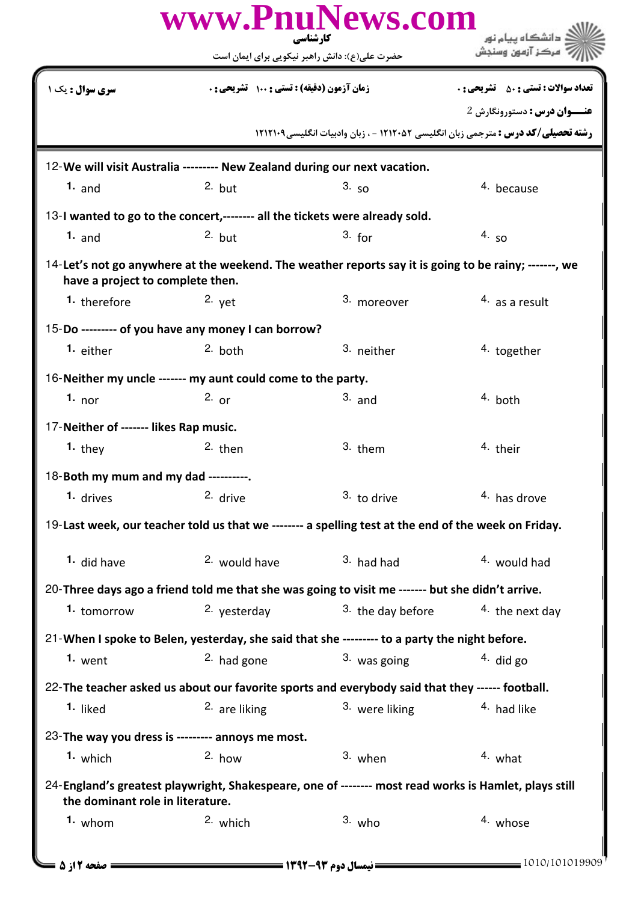| سری سوال : یک ۱ | زمان آزمون (دقیقه) : تستی : ۱۰۰ تشریحی : ۰ | تعداد سوالات : تستی : ۵۰ تشریحی : ۰ |
|---|---|---|

**عنـــوان درس :** دستورونگارش 2

**رشته تحصیلی/کد درس :** مترجمی زبان انگلیسی ۱۲۱۲۰۵۲ - ، زبان وادبیات انگلیسی۱۲۱۲۱۰۹

12-**We will visit Australia --------- New Zealand during our next vacation.**

1. and  2. but  3. so  4. because

13-**I wanted to go to the concert,-------- all the tickets were already sold.**

1. and  2. but  3. for  4. so

14-**Let's not go anywhere at the weekend. The weather reports say it is going to be rainy; -------, we have a project to complete then.**

1. therefore  2. yet  3. moreover  4. as a result

15-**Do --------- of you have any money I can borrow?**

1. either  2. both  3. neither  4. together

16-**Neither my uncle ------- my aunt could come to the party.**

1. nor  2. or  3. and  4. both

17-**Neither of ------- likes Rap music.**

1. they  2. then  3. them  4. their

18-**Both my mum and my dad ----------.**

1. drives  2. drive  3. to drive  4. has drove

19-**Last week, our teacher told us that we -------- a spelling test at the end of the week on Friday.**

1. did have  2. would have  3. had had  4. would had

20-**Three days ago a friend told me that she was going to visit me ------- but she didn't arrive.**

1. tomorrow  2. yesterday  3. the day before  4. the next day

21-**When I spoke to Belen, yesterday, she said that she --------- to a party the night before.**

1. went  2. had gone  3. was going  4. did go

22-**The teacher asked us about our favorite sports and everybody said that they ------ football.**

1. liked  2. are liking  3. were liking  4. had like

23-**The way you dress is --------- annoys me most.**

1. which  2. how  3. when  4. what

24-**England's greatest playwright, Shakespeare, one of -------- most read works is Hamlet, plays still the dominant role in literature.**

1. whom  2. which  3. who  4. whose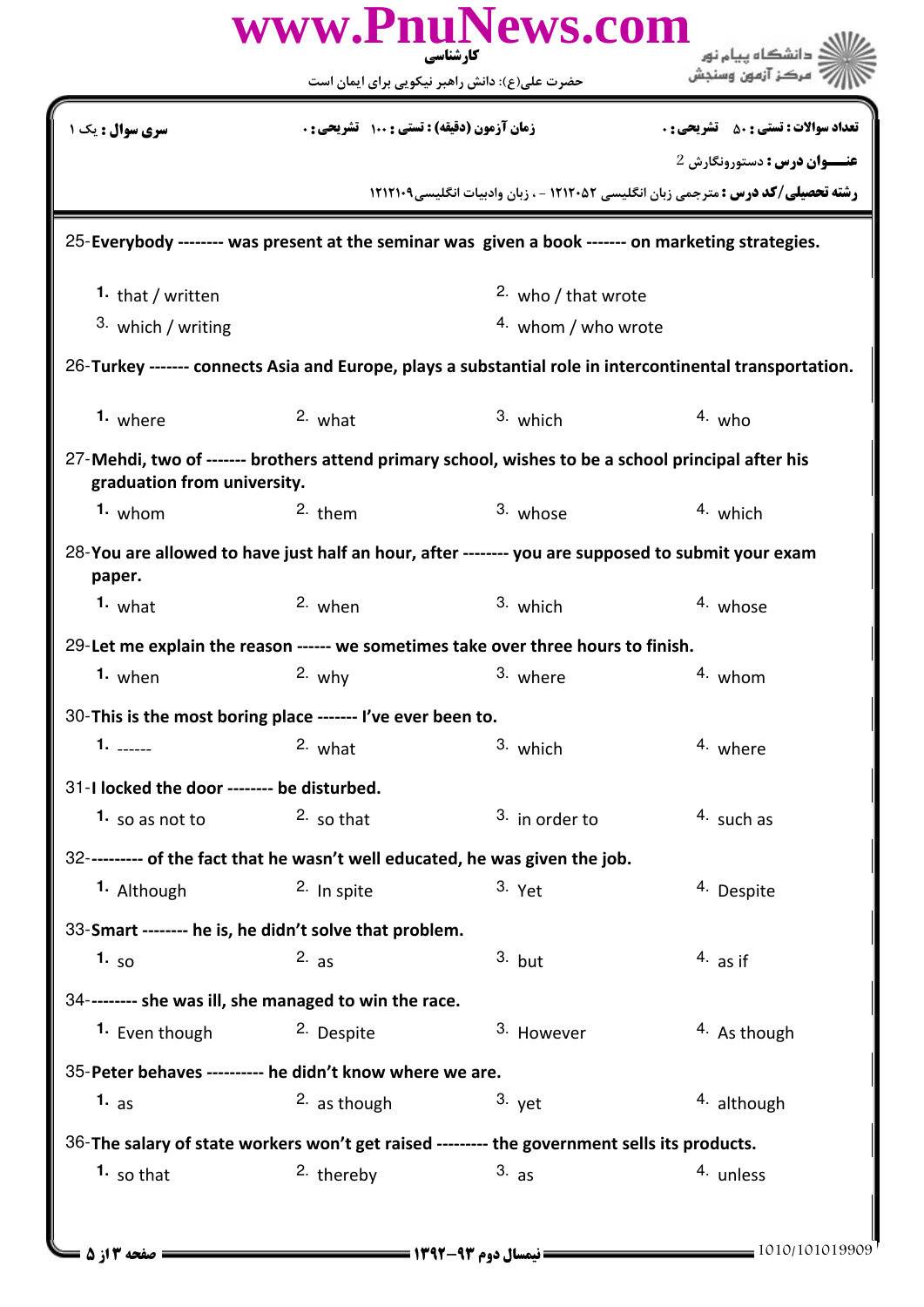25-**Everybody -------- was present at the seminar was given a book ------- on marketing strategies.**

1. that / written
2. who / that wrote
3. which / writing
4. whom / who wrote

26-**Turkey ------- connects Asia and Europe, plays a substantial role in intercontinental transportation.**

1. where
2. what
3. which
4. who

27-**Mehdi, two of ------- brothers attend primary school, wishes to be a school principal after his graduation from university.**

1. whom
2. them
3. whose
4. which

28-**You are allowed to have just half an hour, after -------- you are supposed to submit your exam paper.**

1. what
2. when
3. which
4. whose

29-**Let me explain the reason ------ we sometimes take over three hours to finish.**

1. when
2. why
3. where
4. whom

30-**This is the most boring place ------- I've ever been to.**

1. ------
2. what
3. which
4. where

31-**I locked the door -------- be disturbed.**

1. so as not to
2. so that
3. in order to
4. such as

32-**--------- of the fact that he wasn't well educated, he was given the job.**

1. Although
2. In spite
3. Yet
4. Despite

33-**Smart -------- he is, he didn't solve that problem.**

1. so
2. as
3. but
4. as if

34-**-------- she was ill, she managed to win the race.**

1. Even though
2. Despite
3. However
4. As though

35-**Peter behaves ---------- he didn't know where we are.**

1. as
2. as though
3. yet
4. although

36-**The salary of state workers won't get raised --------- the government sells its products.**

1. so that
2. thereby
3. as
4. unless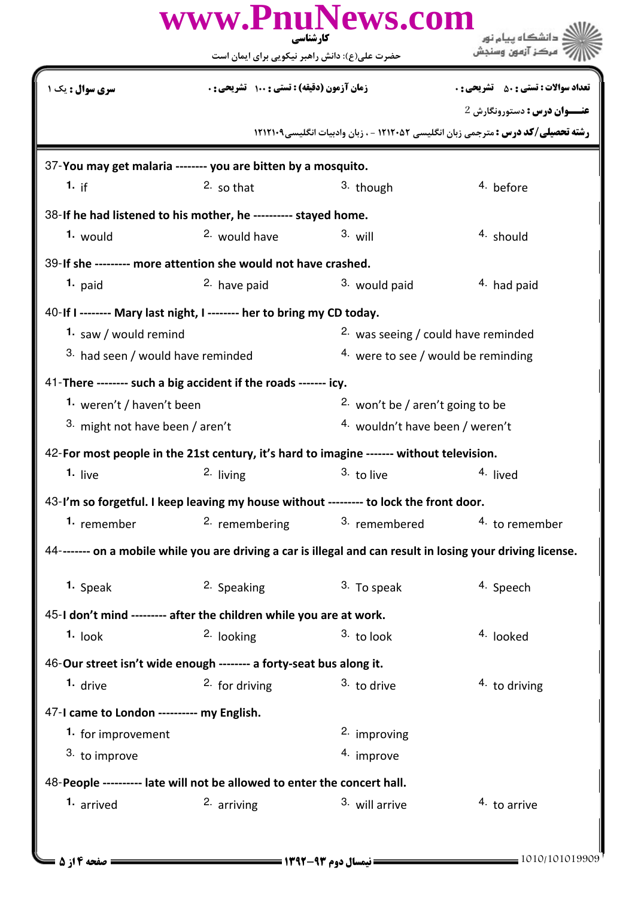37-**You may get malaria -------- you are bitten by a mosquito.**

1. if
2. so that
3. though
4. before

38-**If he had listened to his mother, he ---------- stayed home.**

1. would
2. would have
3. will
4. should

39-**If she --------- more attention she would not have crashed.**

1. paid
2. have paid
3. would paid
4. had paid

40-**If I -------- Mary last night, I -------- her to bring my CD today.**

1. saw / would remind
2. was seeing / could have reminded
3. had seen / would have reminded
4. were to see / would be reminding

41-**There -------- such a big accident if the roads ------- icy.**

1. weren't / haven't been
2. won't be / aren't going to be
3. might not have been / aren't
4. wouldn't have been / weren't

42-**For most people in the 21st century, it's hard to imagine ------- without television.**

1. live
2. living
3. to live
4. lived

43-**I'm so forgetful. I keep leaving my house without --------- to lock the front door.**

1. remember
2. remembering
3. remembered
4. to remember

44-**------- on a mobile while you are driving a car is illegal and can result in losing your driving license.**

1. Speak
2. Speaking
3. To speak
4. Speech

45-**I don't mind --------- after the children while you are at work.**

1. look
2. looking
3. to look
4. looked

46-**Our street isn't wide enough -------- a forty-seat bus along it.**

1. drive
2. for driving
3. to drive
4. to driving

47-**I came to London ---------- my English.**

1. for improvement
2. improving
3. to improve
4. improve

48-**People ---------- late will not be allowed to enter the concert hall.**

1. arrived
2. arriving
3. will arrive
4. to arrive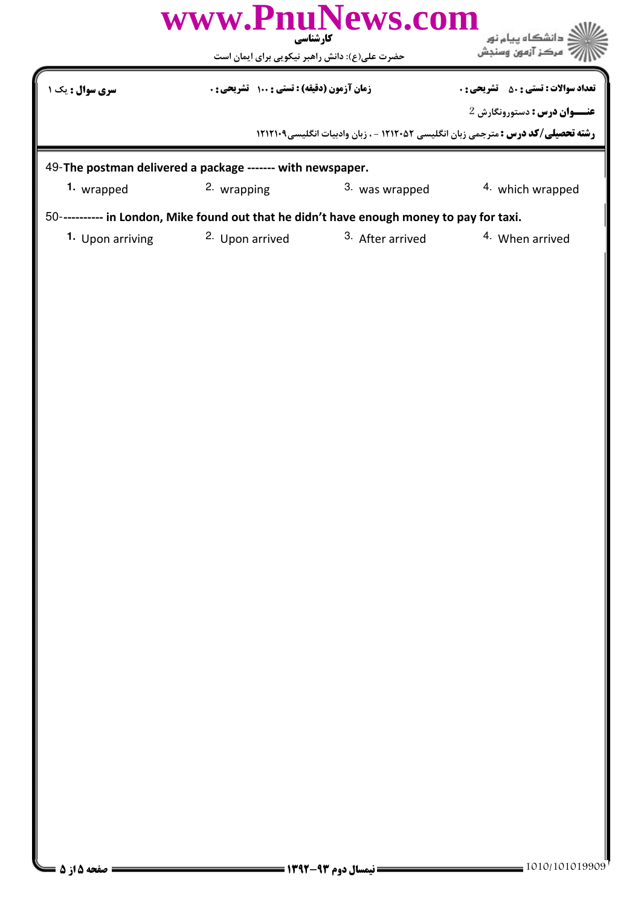49-**The postman delivered a package ------- with newspaper.**

1. wrapped
2. wrapping
3. was wrapped
4. which wrapped

50----------- **in London, Mike found out that he didn't have enough money to pay for taxi.**

1. Upon arriving
2. Upon arrived
3. After arrived
4. When arrived